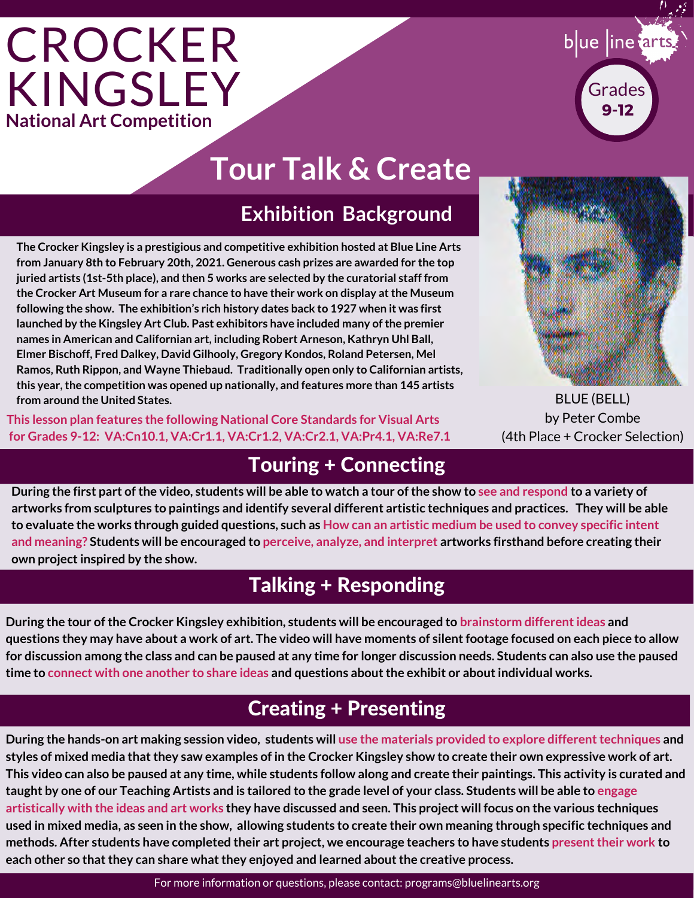# CROCKER KINGSLEY

**National Art Competition**

blue line arts

Grades **9-12**

# Tour Talk & Create

## Exhibition Background

**The Crocker Kingsley is a prestigious and competitive exhibition hosted at Blue Line Arts from January 8th to February 20th, 2021. Generous cash prizes are awarded for the top juried artists (1st-5th place), and then 5 works are selected by the curatorial staff from the Crocker Art Museum for a rare chance to have their work on display at the Museum following the show. The exhibition's rich history dates back to 1927 when it was first launched by the Kingsley Art Club. Past exhibitors have included many of the premier names in American and Californian art, including Robert Arneson, Kathryn Uhl Ball, Elmer Bischoff, Fred Dalkey, David Gilhooly, Gregory Kondos, Roland Petersen, Mel Ramos, Ruth Rippon, and Wayne Thiebaud. Traditionally open only to Californian artists, this year, the competition was opened up nationally, and features more than 145 artists from around the United States.**

**This lesson plan features the following National Core Standards for Visual Arts for Grades 9-12: VA:Cn10.1, VA:Cr1.1, VA:Cr1.2, VA:Cr2.1, VA:Pr4.1, VA:Re7.1**

BLUE (BELL)
by Peter Combe
(4th Place + Crocker Selection)

## Touring + Connecting

**During the first part of the video, students will be able to watch a tour of the show to see and respond to a variety of artworks from sculptures to paintings and identify several different artistic techniques and practices. They will be able to evaluate the works through guided questions, such as How can an artistic medium be used to convey specific intent and meaning? Students will be encouraged to perceive, analyze, and interpret artworks firsthand before creating their own project inspired by the show.**

## Talking + Responding

**During the tour of the Crocker Kingsley exhibition, students will be encouraged to brainstorm different ideas and questions they may have about a work of art. The video will have moments of silent footage focused on each piece to allow for discussion among the class and can be paused at any time for longer discussion needs. Students can also use the paused time to connect with one another to share ideas and questions about the exhibit or about individual works.**

## Creating + Presenting

**During the hands-on art making session video, students will use the materials provided to explore different techniques and styles of mixed media that they saw examples of in the Crocker Kingsley show to create their own expressive work of art. This video can also be paused at any time, while students follow along and create their paintings. This activity is curated and taught by one of our Teaching Artists and is tailored to the grade level of your class. Students will be able to engage artistically with the ideas and art works they have discussed and seen. This project will focus on the various techniques used in mixed media, as seen in the show, allowing students to create their own meaning through specific techniques and methods. After students have completed their art project, we encourage teachers to have students present their work to each other so that they can share what they enjoyed and learned about the creative process.**

For more information or questions, please contact: programs@bluelinearts.org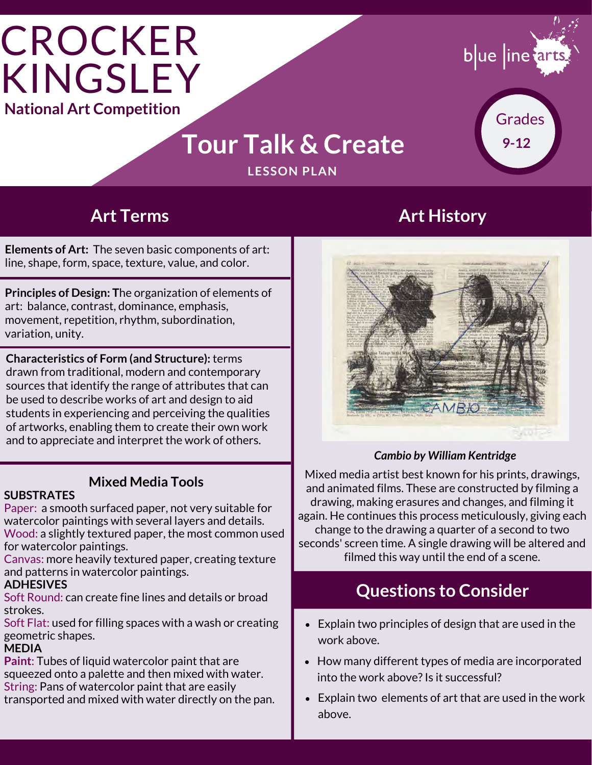# CROCKER KINGSLEY

**National Art Competition**

blue line arts

Grades 9-12

## Tour Talk & Create

**LESSON PLAN**

## Art Terms

**Elements of Art:** The seven basic components of art: line, shape, form, space, texture, value, and color.

**Principles of Design:** The organization of elements of art: balance, contrast, dominance, emphasis, movement, repetition, rhythm, subordination, variation, unity.

**Characteristics of Form (and Structure):** terms drawn from traditional, modern and contemporary sources that identify the range of attributes that can be used to describe works of art and design to aid students in experiencing and perceiving the qualities of artworks, enabling them to create their own work and to appreciate and interpret the work of others.

### Mixed Media Tools

**SUBSTRATES**

Paper: a smooth surfaced paper, not very suitable for watercolor paintings with several layers and details.

Wood: a slightly textured paper, the most common used for watercolor paintings.

Canvas: more heavily textured paper, creating texture and patterns in watercolor paintings.

**ADHESIVES**

Soft Round: can create fine lines and details or broad strokes.

Soft Flat: used for filling spaces with a wash or creating geometric shapes.

**MEDIA**

**Paint**: Tubes of liquid watercolor paint that are squeezed onto a palette and then mixed with water.

String: Pans of watercolor paint that are easily transported and mixed with water directly on the pan.

## Art History

*Cambio by William Kentridge*

Mixed media artist best known for his prints, drawings, and animated films. These are constructed by filming a drawing, making erasures and changes, and filming it again. He continues this process meticulously, giving each change to the drawing a quarter of a second to two seconds' screen time. A single drawing will be altered and filmed this way until the end of a scene.

## Questions to Consider

- Explain two principles of design that are used in the work above.
- How many different types of media are incorporated into the work above? Is it successful?
- Explain two elements of art that are used in the work above.